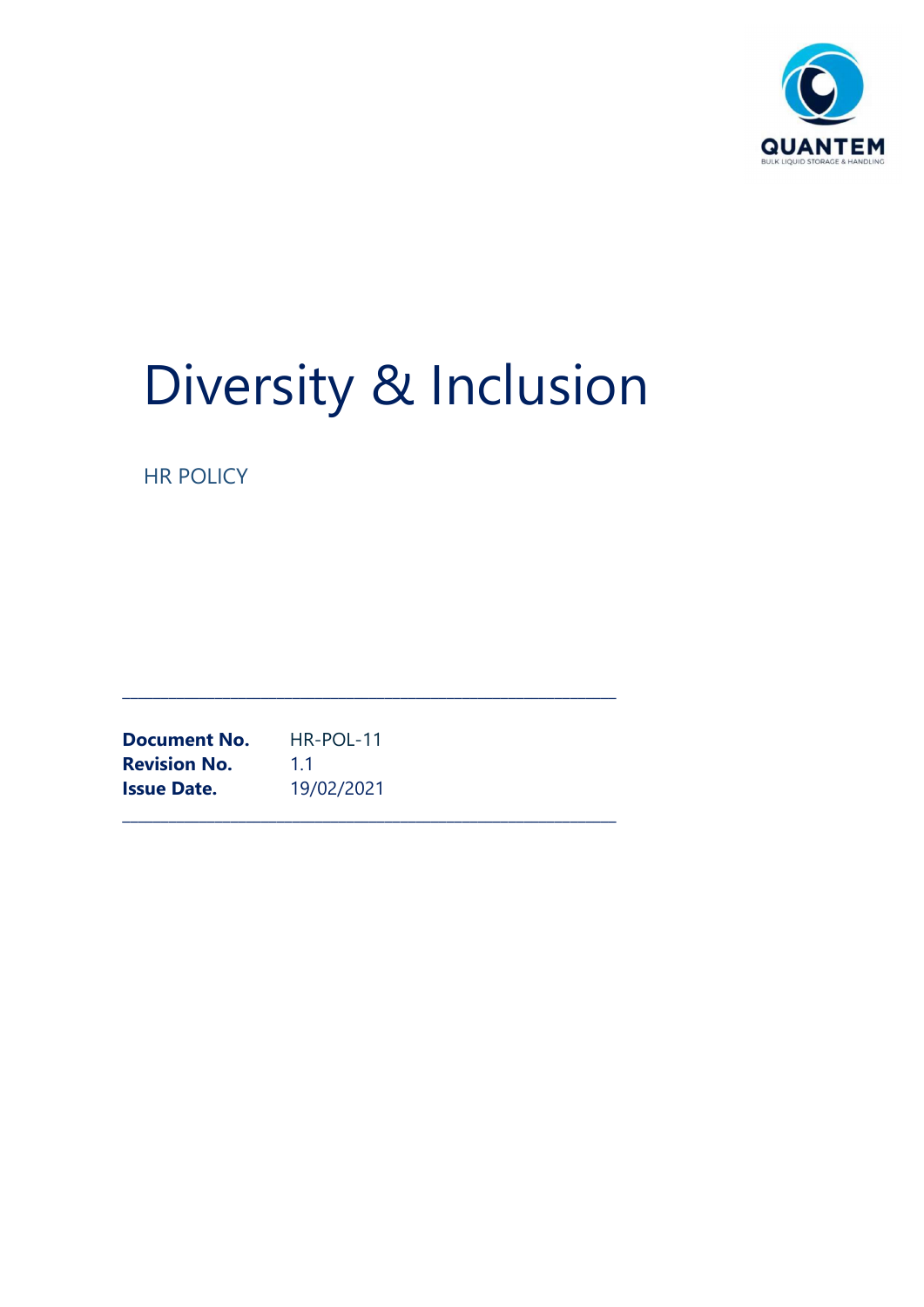QUANTEM

BULK LIQUID STORAGE & HANDLING

# Diversity & Inclusion

HR POLICY

---

**Document No.** HR-POL-11
**Revision No.** 1.1
**Issue Date.** 19/02/2021

---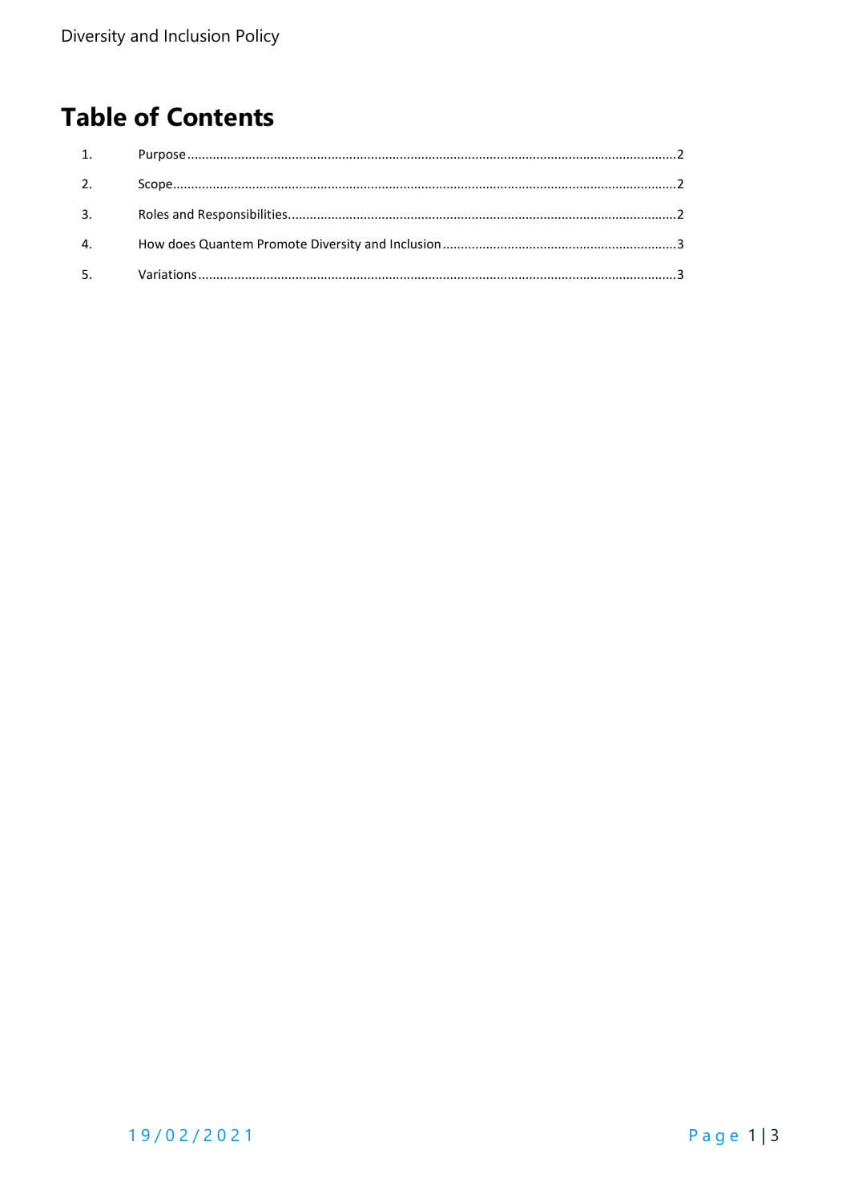# Table of Contents

1. Purpose ....................................................................................................................................2
2. Scope........................................................................................................................................2
3. Roles and Responsibilities........................................................................................................2
4. How does Quantem Promote Diversity and Inclusion ...............................................................3
5. Variations ..................................................................................................................................3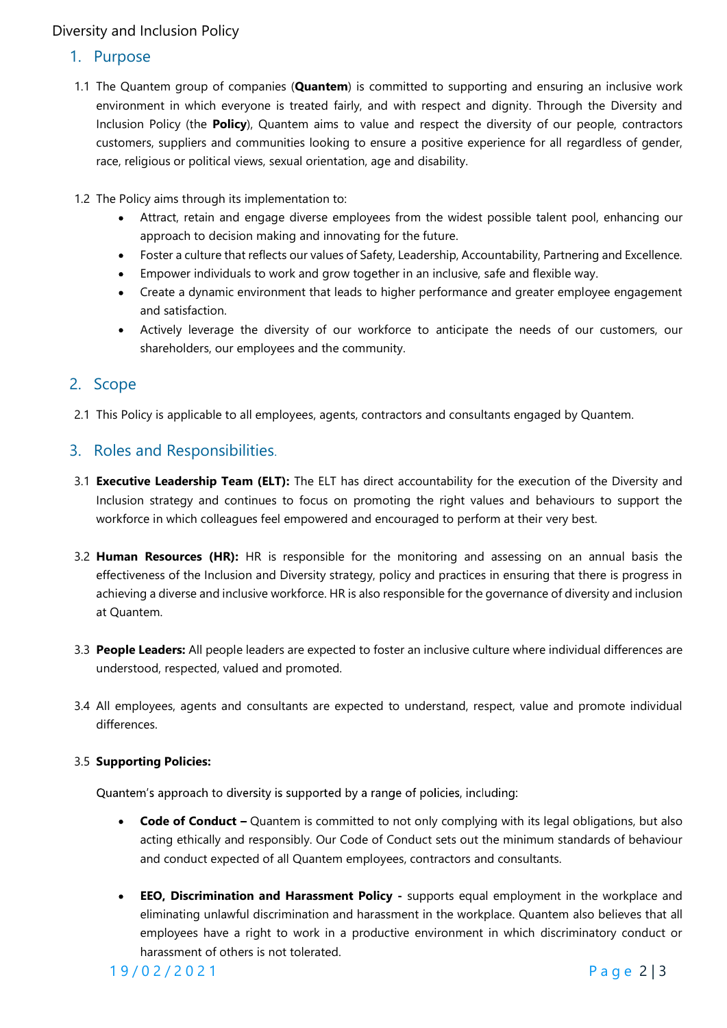## 1. Purpose

1.1 The Quantem group of companies (**Quantem**) is committed to supporting and ensuring an inclusive work environment in which everyone is treated fairly, and with respect and dignity. Through the Diversity and Inclusion Policy (the **Policy**), Quantem aims to value and respect the diversity of our people, contractors customers, suppliers and communities looking to ensure a positive experience for all regardless of gender, race, religious or political views, sexual orientation, age and disability.

1.2 The Policy aims through its implementation to:

- Attract, retain and engage diverse employees from the widest possible talent pool, enhancing our approach to decision making and innovating for the future.
- Foster a culture that reflects our values of Safety, Leadership, Accountability, Partnering and Excellence.
- Empower individuals to work and grow together in an inclusive, safe and flexible way.
- Create a dynamic environment that leads to higher performance and greater employee engagement and satisfaction.
- Actively leverage the diversity of our workforce to anticipate the needs of our customers, our shareholders, our employees and the community.

## 2. Scope

2.1 This Policy is applicable to all employees, agents, contractors and consultants engaged by Quantem.

## 3. Roles and Responsibilities.

3.1 **Executive Leadership Team (ELT):** The ELT has direct accountability for the execution of the Diversity and Inclusion strategy and continues to focus on promoting the right values and behaviours to support the workforce in which colleagues feel empowered and encouraged to perform at their very best.

3.2 **Human Resources (HR):** HR is responsible for the monitoring and assessing on an annual basis the effectiveness of the Inclusion and Diversity strategy, policy and practices in ensuring that there is progress in achieving a diverse and inclusive workforce. HR is also responsible for the governance of diversity and inclusion at Quantem.

3.3 **People Leaders:** All people leaders are expected to foster an inclusive culture where individual differences are understood, respected, valued and promoted.

3.4 All employees, agents and consultants are expected to understand, respect, value and promote individual differences.

3.5 **Supporting Policies:**

Quantem's approach to diversity is supported by a range of policies, including:

- **Code of Conduct –** Quantem is committed to not only complying with its legal obligations, but also acting ethically and responsibly. Our Code of Conduct sets out the minimum standards of behaviour and conduct expected of all Quantem employees, contractors and consultants.

- **EEO, Discrimination and Harassment Policy -** supports equal employment in the workplace and eliminating unlawful discrimination and harassment in the workplace. Quantem also believes that all employees have a right to work in a productive environment in which discriminatory conduct or harassment of others is not tolerated.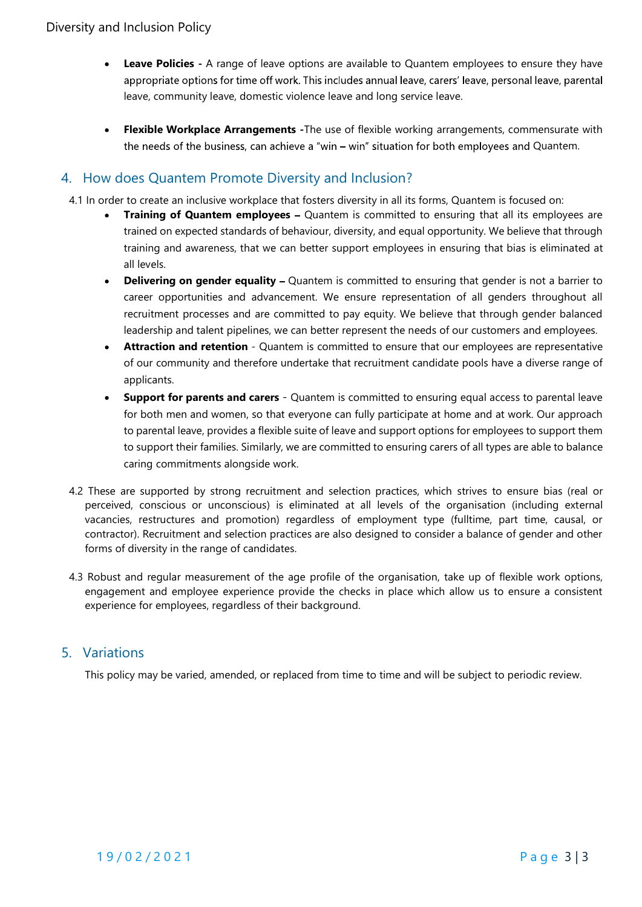- **Leave Policies -** A range of leave options are available to Quantem employees to ensure they have appropriate options for time off work. This includes annual leave, carers' leave, personal leave, parental leave, community leave, domestic violence leave and long service leave.

- **Flexible Workplace Arrangements -**The use of flexible working arrangements, commensurate with the needs of the business, can achieve a "win – win" situation for both employees and Quantem.

## 4. How does Quantem Promote Diversity and Inclusion?

4.1 In order to create an inclusive workplace that fosters diversity in all its forms, Quantem is focused on:

- **Training of Quantem employees –** Quantem is committed to ensuring that all its employees are trained on expected standards of behaviour, diversity, and equal opportunity. We believe that through training and awareness, that we can better support employees in ensuring that bias is eliminated at all levels.
- **Delivering on gender equality –** Quantem is committed to ensuring that gender is not a barrier to career opportunities and advancement. We ensure representation of all genders throughout all recruitment processes and are committed to pay equity. We believe that through gender balanced leadership and talent pipelines, we can better represent the needs of our customers and employees.
- **Attraction and retention** - Quantem is committed to ensure that our employees are representative of our community and therefore undertake that recruitment candidate pools have a diverse range of applicants.
- **Support for parents and carers** - Quantem is committed to ensuring equal access to parental leave for both men and women, so that everyone can fully participate at home and at work. Our approach to parental leave, provides a flexible suite of leave and support options for employees to support them to support their families. Similarly, we are committed to ensuring carers of all types are able to balance caring commitments alongside work.

4.2 These are supported by strong recruitment and selection practices, which strives to ensure bias (real or perceived, conscious or unconscious) is eliminated at all levels of the organisation (including external vacancies, restructures and promotion) regardless of employment type (fulltime, part time, causal, or contractor). Recruitment and selection practices are also designed to consider a balance of gender and other forms of diversity in the range of candidates.

4.3 Robust and regular measurement of the age profile of the organisation, take up of flexible work options, engagement and employee experience provide the checks in place which allow us to ensure a consistent experience for employees, regardless of their background.

## 5. Variations

This policy may be varied, amended, or replaced from time to time and will be subject to periodic review.